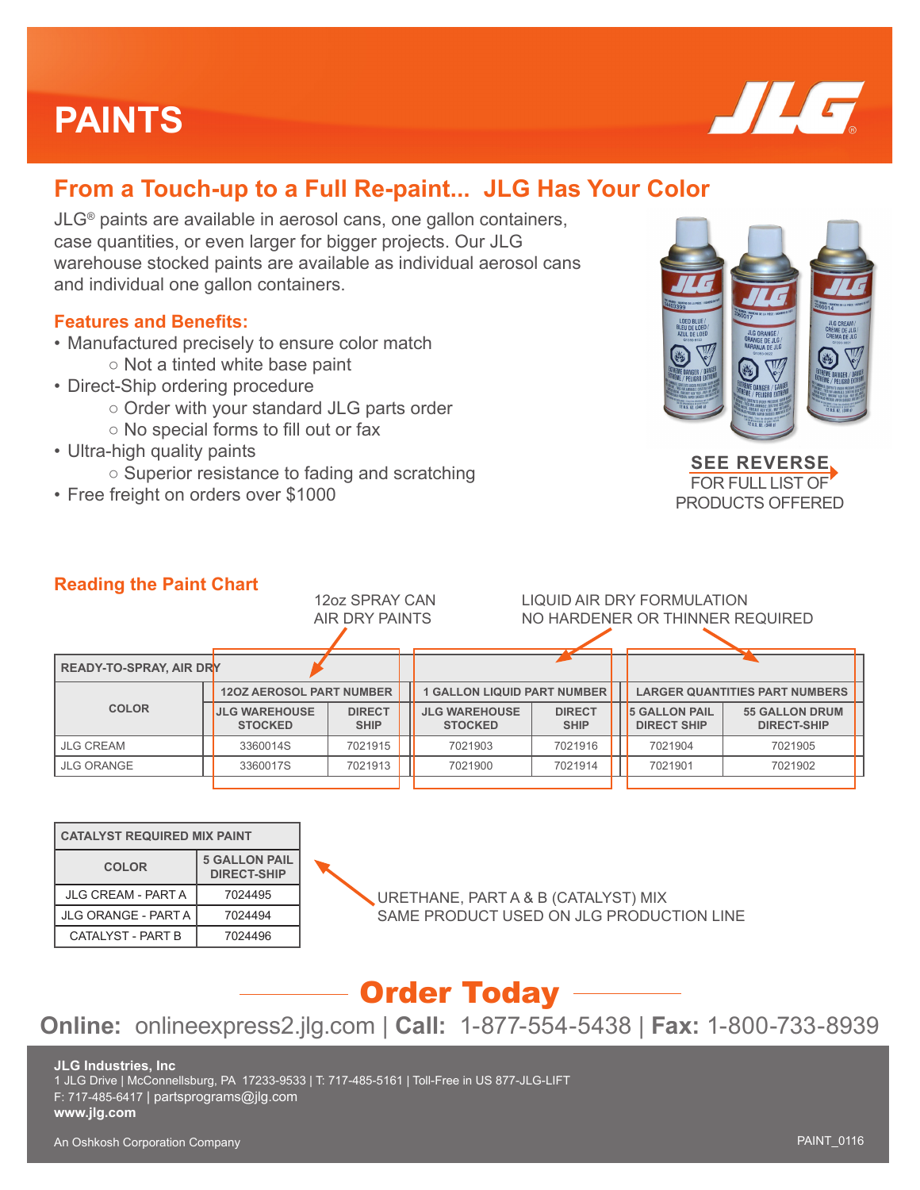# PAINTS

## From a Touch-up to a Full Re-paint... JLG Has Your Color

JLG® paints are available in aerosol cans, one gallon containers, case quantities, or even larger for bigger projects. Our JLG warehouse stocked paints are available as individual aerosol cans and individual one gallon containers.

### Features and Benefits:

- Manufactured precisely to ensure color match
  - Not a tinted white base paint
- Direct-Ship ordering procedure
  - Order with your standard JLG parts order
  - No special forms to fill out or fax
- Ultra-high quality paints
  - Superior resistance to fading and scratching
- Free freight on orders over $1000

**SEE REVERSE** FOR FULL LIST OF PRODUCTS OFFERED

### Reading the Paint Chart

12oz SPRAY CAN AIR DRY PAINTS

LIQUID AIR DRY FORMULATION NO HARDENER OR THINNER REQUIRED

| READY-TO-SPRAY, AIR DRY | | | | | | |
|---|---|---|---|---|---|---|
| COLOR | 12OZ AEROSOL PART NUMBER | | 1 GALLON LIQUID PART NUMBER | | LARGER QUANTITIES PART NUMBERS | |
| | JLG WAREHOUSE STOCKED | DIRECT SHIP | JLG WAREHOUSE STOCKED | DIRECT SHIP | 5 GALLON PAIL DIRECT SHIP | 55 GALLON DRUM DIRECT-SHIP |
| JLG CREAM | 3360014S | 7021915 | 7021903 | 7021916 | 7021904 | 7021905 |
| JLG ORANGE | 3360017S | 7021913 | 7021900 | 7021914 | 7021901 | 7021902 |

| CATALYST REQUIRED MIX PAINT | |
|---|---|
| COLOR | 5 GALLON PAIL DIRECT-SHIP |
| JLG CREAM - PART A | 7024495 |
| JLG ORANGE - PART A | 7024494 |
| CATALYST - PART B | 7024496 |

URETHANE, PART A & B (CATALYST) MIX SAME PRODUCT USED ON JLG PRODUCTION LINE

## Order Today

**Online:** onlineexpress2.jlg.com | **Call:** 1-877-554-5438 | **Fax:** 1-800-733-8939

**JLG Industries, Inc**
1 JLG Drive | McConnellsburg, PA 17233-9533 | T: 717-485-5161 | Toll-Free in US 877-JLG-LIFT
F: 717-485-6417 | partsprograms@jlg.com
**www.jlg.com**

An Oshkosh Corporation Company

PAINT_0116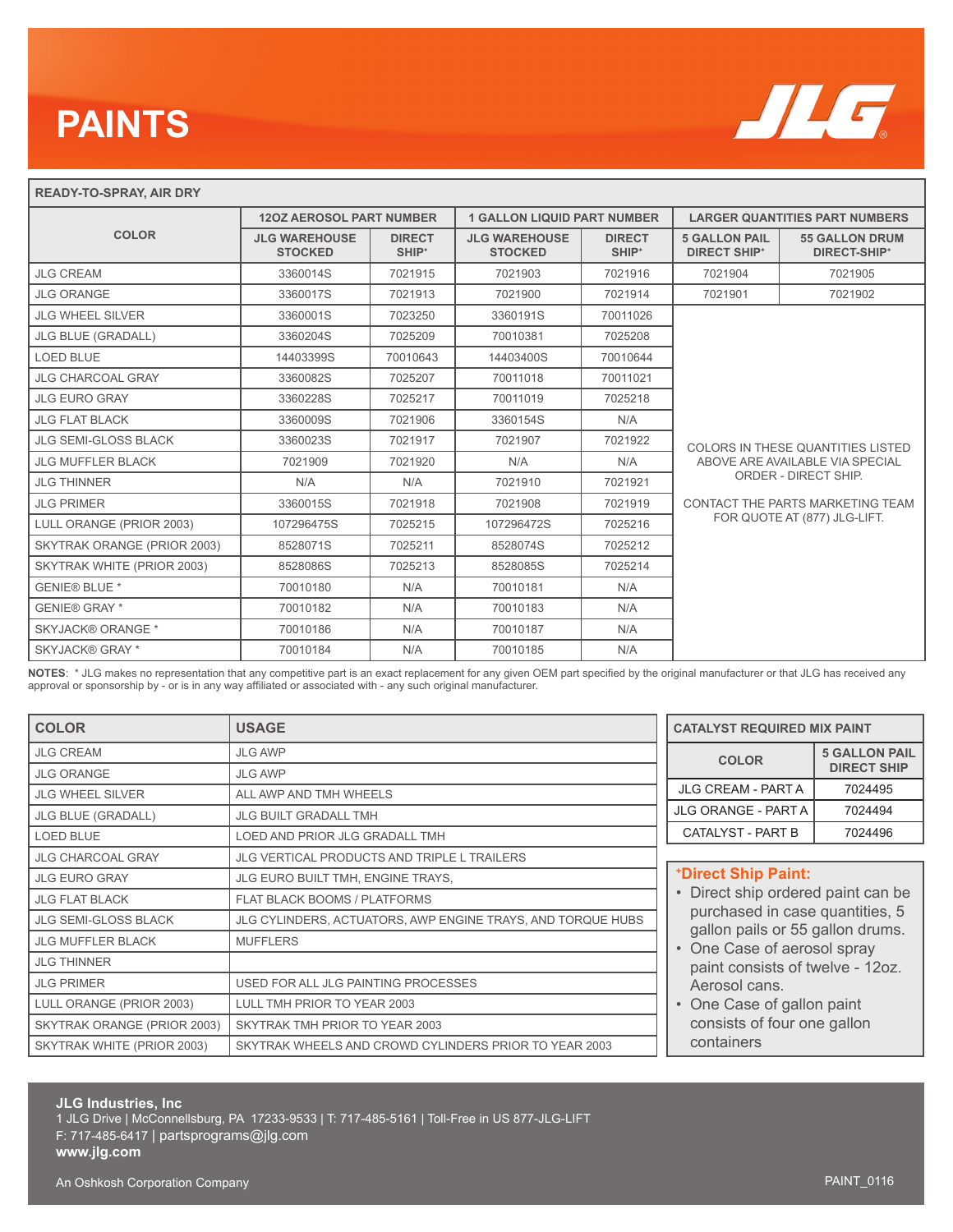# PAINTS

JLG

| READY-TO-SPRAY, AIR DRY | | | | | | |
|---|---|---|---|---|---|---|
| COLOR | 12OZ AEROSOL PART NUMBER | | 1 GALLON LIQUID PART NUMBER | | LARGER QUANTITIES PART NUMBERS | |
| | JLG WAREHOUSE STOCKED | DIRECT SHIP+ | JLG WAREHOUSE STOCKED | DIRECT SHIP+ | 5 GALLON PAIL DIRECT SHIP+ | 55 GALLON DRUM DIRECT-SHIP+ |
| JLG CREAM | 3360014S | 7021915 | 7021903 | 7021916 | 7021904 | 7021905 |
| JLG ORANGE | 3360017S | 7021913 | 7021900 | 7021914 | 7021901 | 7021902 |
| JLG WHEEL SILVER | 3360001S | 7023250 | 3360191S | 70011026 | COLORS IN THESE QUANTITIES LISTED ABOVE ARE AVAILABLE VIA SPECIAL ORDER - DIRECT SHIP. CONTACT THE PARTS MARKETING TEAM FOR QUOTE AT (877) JLG-LIFT. | |
| JLG BLUE (GRADALL) | 3360204S | 7025209 | 70010381 | 7025208 | | |
| LOED BLUE | 14403399S | 70010643 | 14403400S | 70010644 | | |
| JLG CHARCOAL GRAY | 3360082S | 7025207 | 70011018 | 70011021 | | |
| JLG EURO GRAY | 3360228S | 7025217 | 70011019 | 7025218 | | |
| JLG FLAT BLACK | 3360009S | 7021906 | 3360154S | N/A | | |
| JLG SEMI-GLOSS BLACK | 3360023S | 7021917 | 7021907 | 7021922 | | |
| JLG MUFFLER BLACK | 7021909 | 7021920 | N/A | N/A | | |
| JLG THINNER | N/A | N/A | 7021910 | 7021921 | | |
| JLG PRIMER | 3360015S | 7021918 | 7021908 | 7021919 | | |
| LULL ORANGE (PRIOR 2003) | 107296475S | 7025215 | 107296472S | 7025216 | | |
| SKYTRAK ORANGE (PRIOR 2003) | 8528071S | 7025211 | 8528074S | 7025212 | | |
| SKYTRAK WHITE (PRIOR 2003) | 8528086S | 7025213 | 8528085S | 7025214 | | |
| GENIE® BLUE * | 70010180 | N/A | 70010181 | N/A | | |
| GENIE® GRAY * | 70010182 | N/A | 70010183 | N/A | | |
| SKYJACK® ORANGE * | 70010186 | N/A | 70010187 | N/A | | |
| SKYJACK® GRAY * | 70010184 | N/A | 70010185 | N/A | | |

**NOTES**: * JLG makes no representation that any competitive part is an exact replacement for any given OEM part specified by the original manufacturer or that JLG has received any approval or sponsorship by - or is in any way affiliated or associated with - any such original manufacturer.

| COLOR | USAGE |
|---|---|
| JLG CREAM | JLG AWP |
| JLG ORANGE | JLG AWP |
| JLG WHEEL SILVER | ALL AWP AND TMH WHEELS |
| JLG BLUE (GRADALL) | JLG BUILT GRADALL TMH |
| LOED BLUE | LOED AND PRIOR JLG GRADALL TMH |
| JLG CHARCOAL GRAY | JLG VERTICAL PRODUCTS AND TRIPLE L TRAILERS |
| JLG EURO GRAY | JLG EURO BUILT TMH, ENGINE TRAYS, |
| JLG FLAT BLACK | FLAT BLACK BOOMS / PLATFORMS |
| JLG SEMI-GLOSS BLACK | JLG CYLINDERS, ACTUATORS, AWP ENGINE TRAYS, AND TORQUE HUBS |
| JLG MUFFLER BLACK | MUFFLERS |
| JLG THINNER | |
| JLG PRIMER | USED FOR ALL JLG PAINTING PROCESSES |
| LULL ORANGE (PRIOR 2003) | LULL TMH PRIOR TO YEAR 2003 |
| SKYTRAK ORANGE (PRIOR 2003) | SKYTRAK TMH PRIOR TO YEAR 2003 |
| SKYTRAK WHITE (PRIOR 2003) | SKYTRAK WHEELS AND CROWD CYLINDERS PRIOR TO YEAR 2003 |

| CATALYST REQUIRED MIX PAINT | |
|---|---|
| COLOR | 5 GALLON PAIL DIRECT SHIP |
| JLG CREAM - PART A | 7024495 |
| JLG ORANGE - PART A | 7024494 |
| CATALYST - PART B | 7024496 |

**+Direct Ship Paint:**

- Direct ship ordered paint can be purchased in case quantities, 5 gallon pails or 55 gallon drums.
- One Case of aerosol spray paint consists of twelve - 12oz. Aerosol cans.
- One Case of gallon paint consists of four one gallon containers

**JLG Industries, Inc**
1 JLG Drive | McConnellsburg, PA 17233-9533 | T: 717-485-5161 | Toll-Free in US 877-JLG-LIFT
F: 717-485-6417 | partsprograms@jlg.com
**www.jlg.com**

An Oshkosh Corporation Company

PAINT_0116